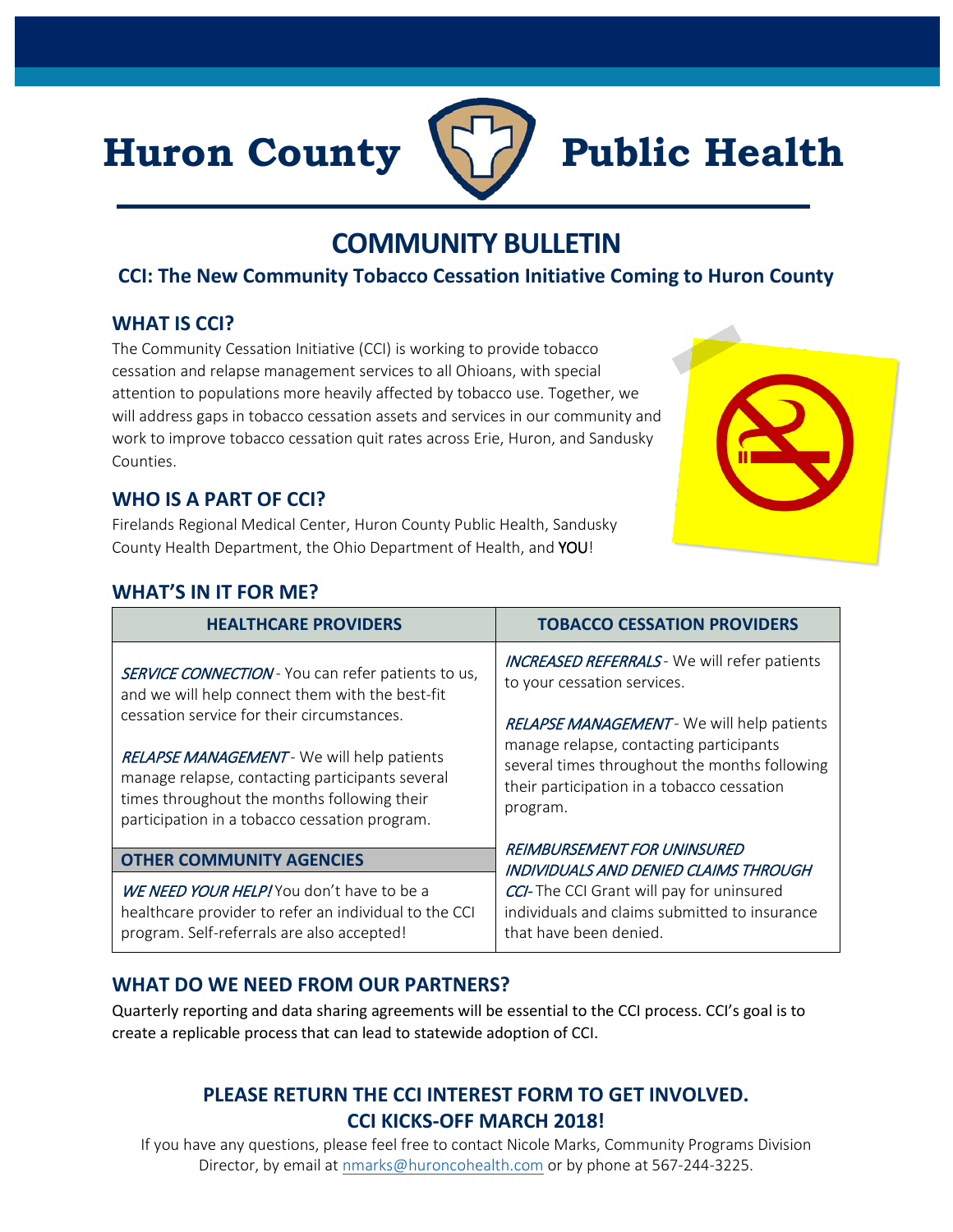# Huron County Public Health

## COMMUNITY BULLETIN

### CCI: The New Community Tobacco Cessation Initiative Coming to Huron County

### WHAT IS CCI?

The Community Cessation Initiative (CCI) is working to provide tobacco cessation and relapse management services to all Ohioans, with special attention to populations more heavily affected by tobacco use. Together, we will address gaps in tobacco cessation assets and services in our community and work to improve tobacco cessation quit rates across Erie, Huron, and Sandusky Counties.

### WHO IS A PART OF CCI?

Firelands Regional Medical Center, Huron County Public Health, Sandusky County Health Department, the Ohio Department of Health, and YOU!

### WHAT'S IN IT FOR ME?

| HEALTHCARE PROVIDERS | TOBACCO CESSATION PROVIDERS |
| --- | --- |
| *SERVICE CONNECTION* - You can refer patients to us, and we will help connect them with the best-fit cessation service for their circumstances.<br><br>*RELAPSE MANAGEMENT* - We will help patients manage relapse, contacting participants several times throughout the months following their participation in a tobacco cessation program. | *INCREASED REFERRALS* - We will refer patients to your cessation services.<br><br>*RELAPSE MANAGEMENT* - We will help patients manage relapse, contacting participants several times throughout the months following their participation in a tobacco cessation program.<br><br>*REIMBURSEMENT FOR UNINSURED INDIVIDUALS AND DENIED CLAIMS THROUGH CCI* - The CCI Grant will pay for uninsured individuals and claims submitted to insurance that have been denied. |
| **OTHER COMMUNITY AGENCIES** | |
| *WE NEED YOUR HELP!* You don't have to be a healthcare provider to refer an individual to the CCI program. Self-referrals are also accepted! | |

### WHAT DO WE NEED FROM OUR PARTNERS?

Quarterly reporting and data sharing agreements will be essential to the CCI process. CCI's goal is to create a replicable process that can lead to statewide adoption of CCI.

**PLEASE RETURN THE CCI INTEREST FORM TO GET INVOLVED.**
**CCI KICKS-OFF MARCH 2018!**

If you have any questions, please feel free to contact Nicole Marks, Community Programs Division Director, by email at nmarks@huroncohealth.com or by phone at 567-244-3225.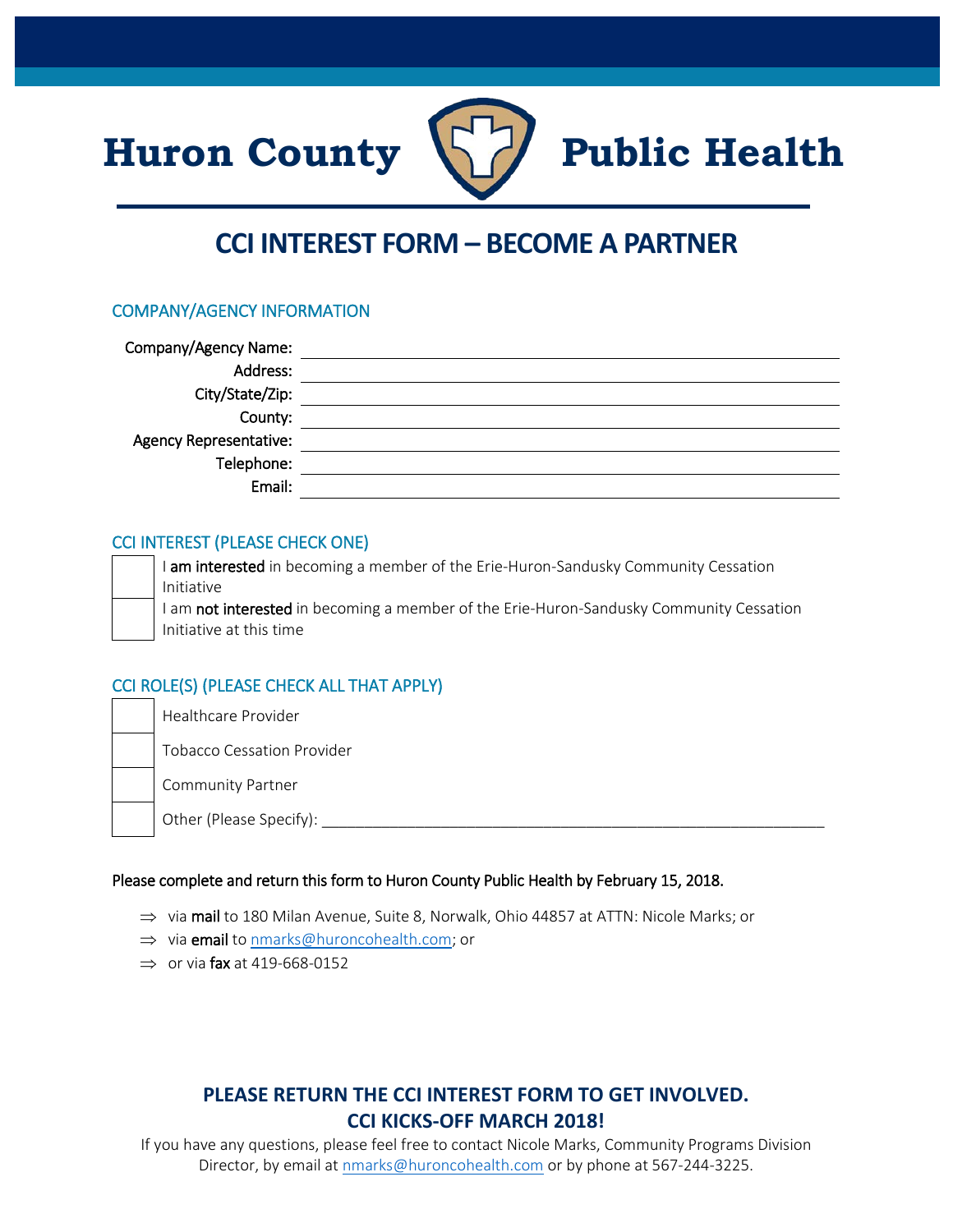# Huron County Public Health

## CCI INTEREST FORM – BECOME A PARTNER

### COMPANY/AGENCY INFORMATION

Company/Agency Name: ______________________________

Address: ______________________________

City/State/Zip: ______________________________

County: ______________________________

Agency Representative: ______________________________

Telephone: ______________________________

Email: ______________________________

### CCI INTEREST (PLEASE CHECK ONE)

- ☐ I **am interested** in becoming a member of the Erie-Huron-Sandusky Community Cessation Initiative
- ☐ I am **not interested** in becoming a member of the Erie-Huron-Sandusky Community Cessation Initiative at this time

### CCI ROLE(S) (PLEASE CHECK ALL THAT APPLY)

- ☐ Healthcare Provider
- ☐ Tobacco Cessation Provider
- ☐ Community Partner
- ☐ Other (Please Specify): ______________________________

Please complete and return this form to Huron County Public Health by February 15, 2018.

- ⇒ via **mail** to 180 Milan Avenue, Suite 8, Norwalk, Ohio 44857 at ATTN: Nicole Marks; or
- ⇒ via **email** to nmarks@huroncohealth.com; or
- ⇒ or via **fax** at 419-668-0152

**PLEASE RETURN THE CCI INTEREST FORM TO GET INVOLVED.**
**CCI KICKS-OFF MARCH 2018!**

If you have any questions, please feel free to contact Nicole Marks, Community Programs Division Director, by email at nmarks@huroncohealth.com or by phone at 567-244-3225.